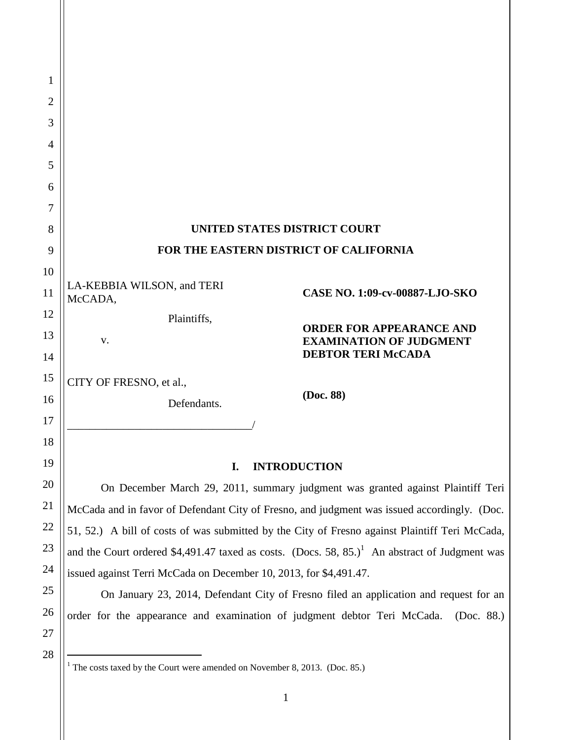**UNITED STATES DISTRICT COURT**

**FOR THE EASTERN DISTRICT OF CALIFORNIA**

LA-KEBBIA WILSON, and TERI McCADA,

Plaintiffs,

v.

CITY OF FRESNO, et al.,

Defendants.

_________________________________/

**CASE NO. 1:09-cv-00887-LJO-SKO**

**ORDER FOR APPEARANCE AND EXAMINATION OF JUDGMENT DEBTOR TERI McCADA**

**(Doc. 88)**

## I. INTRODUCTION

On December March 29, 2011, summary judgment was granted against Plaintiff Teri McCada and in favor of Defendant City of Fresno, and judgment was issued accordingly. (Doc. 51, 52.) A bill of costs of was submitted by the City of Fresno against Plaintiff Teri McCada, and the Court ordered $4,491.47 taxed as costs. (Docs. 58, 85.)[1] An abstract of Judgment was issued against Terri McCada on December 10, 2013, for $4,491.47.

On January 23, 2014, Defendant City of Fresno filed an application and request for an order for the appearance and examination of judgment debtor Teri McCada. (Doc. 88.)

---

[1] The costs taxed by the Court were amended on November 8, 2013. (Doc. 85.)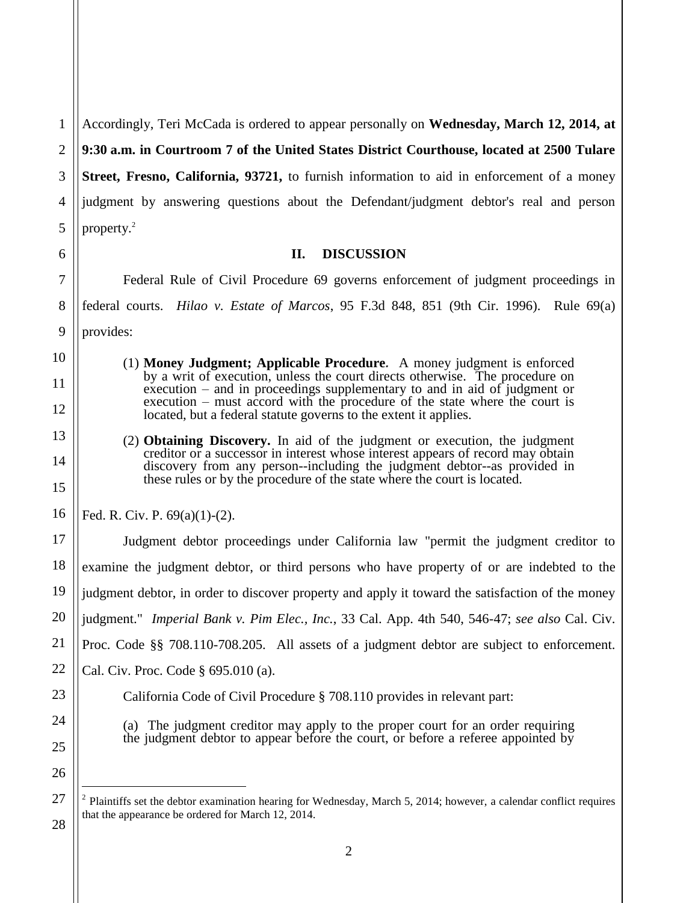Accordingly, Teri McCada is ordered to appear personally on **Wednesday, March 12, 2014, at 9:30 a.m. in Courtroom 7 of the United States District Courthouse, located at 2500 Tulare Street, Fresno, California, 93721,** to furnish information to aid in enforcement of a money judgment by answering questions about the Defendant/judgment debtor's real and person property.[2]

## II. DISCUSSION

Federal Rule of Civil Procedure 69 governs enforcement of judgment proceedings in federal courts. *Hilao v. Estate of Marcos*, 95 F.3d 848, 851 (9th Cir. 1996). Rule 69(a) provides:

> (1) **Money Judgment; Applicable Procedure**. A money judgment is enforced by a writ of execution, unless the court directs otherwise. The procedure on execution – and in proceedings supplementary to and in aid of judgment or execution – must accord with the procedure of the state where the court is located, but a federal statute governs to the extent it applies.
>
> (2) **Obtaining Discovery.** In aid of the judgment or execution, the judgment creditor or a successor in interest whose interest appears of record may obtain discovery from any person--including the judgment debtor--as provided in these rules or by the procedure of the state where the court is located.

Fed. R. Civ. P. 69(a)(1)-(2).

Judgment debtor proceedings under California law "permit the judgment creditor to examine the judgment debtor, or third persons who have property of or are indebted to the judgment debtor, in order to discover property and apply it toward the satisfaction of the money judgment." *Imperial Bank v. Pim Elec., Inc.*, 33 Cal. App. 4th 540, 546-47; *see also* Cal. Civ. Proc. Code §§ 708.110-708.205. All assets of a judgment debtor are subject to enforcement. Cal. Civ. Proc. Code § 695.010 (a).

California Code of Civil Procedure § 708.110 provides in relevant part:

> (a) The judgment creditor may apply to the proper court for an order requiring the judgment debtor to appear before the court, or before a referee appointed by

---

[2] Plaintiffs set the debtor examination hearing for Wednesday, March 5, 2014; however, a calendar conflict requires that the appearance be ordered for March 12, 2014.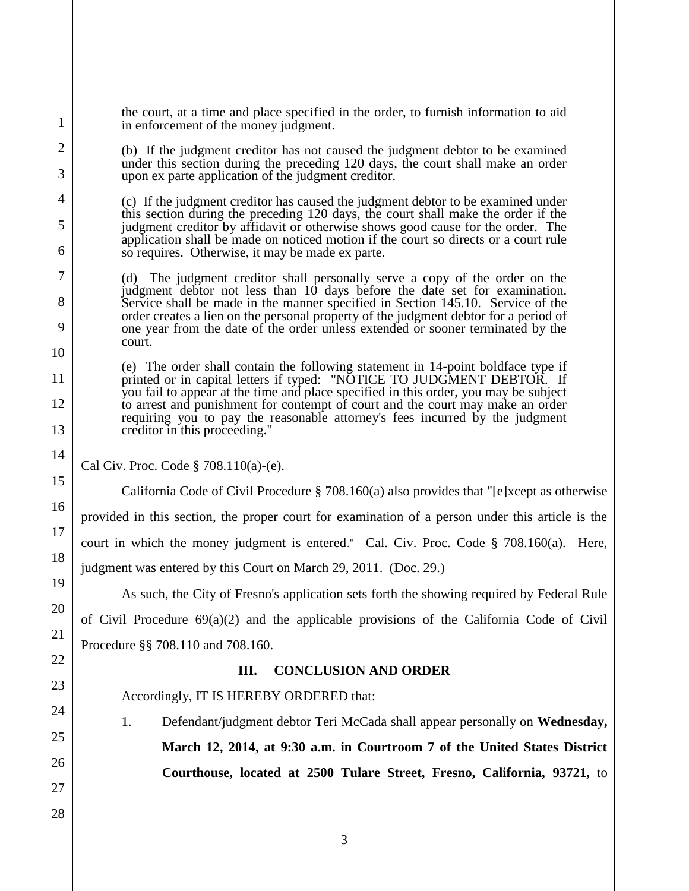> the court, at a time and place specified in the order, to furnish information to aid in enforcement of the money judgment.
>
> (b) If the judgment creditor has not caused the judgment debtor to be examined under this section during the preceding 120 days, the court shall make an order upon ex parte application of the judgment creditor.
>
> (c) If the judgment creditor has caused the judgment debtor to be examined under this section during the preceding 120 days, the court shall make the order if the judgment creditor by affidavit or otherwise shows good cause for the order. The application shall be made on noticed motion if the court so directs or a court rule so requires. Otherwise, it may be made ex parte.
>
> (d) The judgment creditor shall personally serve a copy of the order on the judgment debtor not less than 10 days before the date set for examination. Service shall be made in the manner specified in Section 145.10. Service of the order creates a lien on the personal property of the judgment debtor for a period of one year from the date of the order unless extended or sooner terminated by the court.
>
> (e) The order shall contain the following statement in 14-point boldface type if printed or in capital letters if typed: "NOTICE TO JUDGMENT DEBTOR. If you fail to appear at the time and place specified in this order, you may be subject to arrest and punishment for contempt of court and the court may make an order requiring you to pay the reasonable attorney's fees incurred by the judgment creditor in this proceeding."

Cal Civ. Proc. Code § 708.110(a)-(e).

California Code of Civil Procedure § 708.160(a) also provides that "[e]xcept as otherwise provided in this section, the proper court for examination of a person under this article is the court in which the money judgment is entered." Cal. Civ. Proc. Code § 708.160(a). Here, judgment was entered by this Court on March 29, 2011. (Doc. 29.)

As such, the City of Fresno's application sets forth the showing required by Federal Rule of Civil Procedure 69(a)(2) and the applicable provisions of the California Code of Civil Procedure §§ 708.110 and 708.160.

## III. CONCLUSION AND ORDER

Accordingly, IT IS HEREBY ORDERED that:

1. Defendant/judgment debtor Teri McCada shall appear personally on **Wednesday, March 12, 2014, at 9:30 a.m. in Courtroom 7 of the United States District Courthouse, located at 2500 Tulare Street, Fresno, California, 93721,** to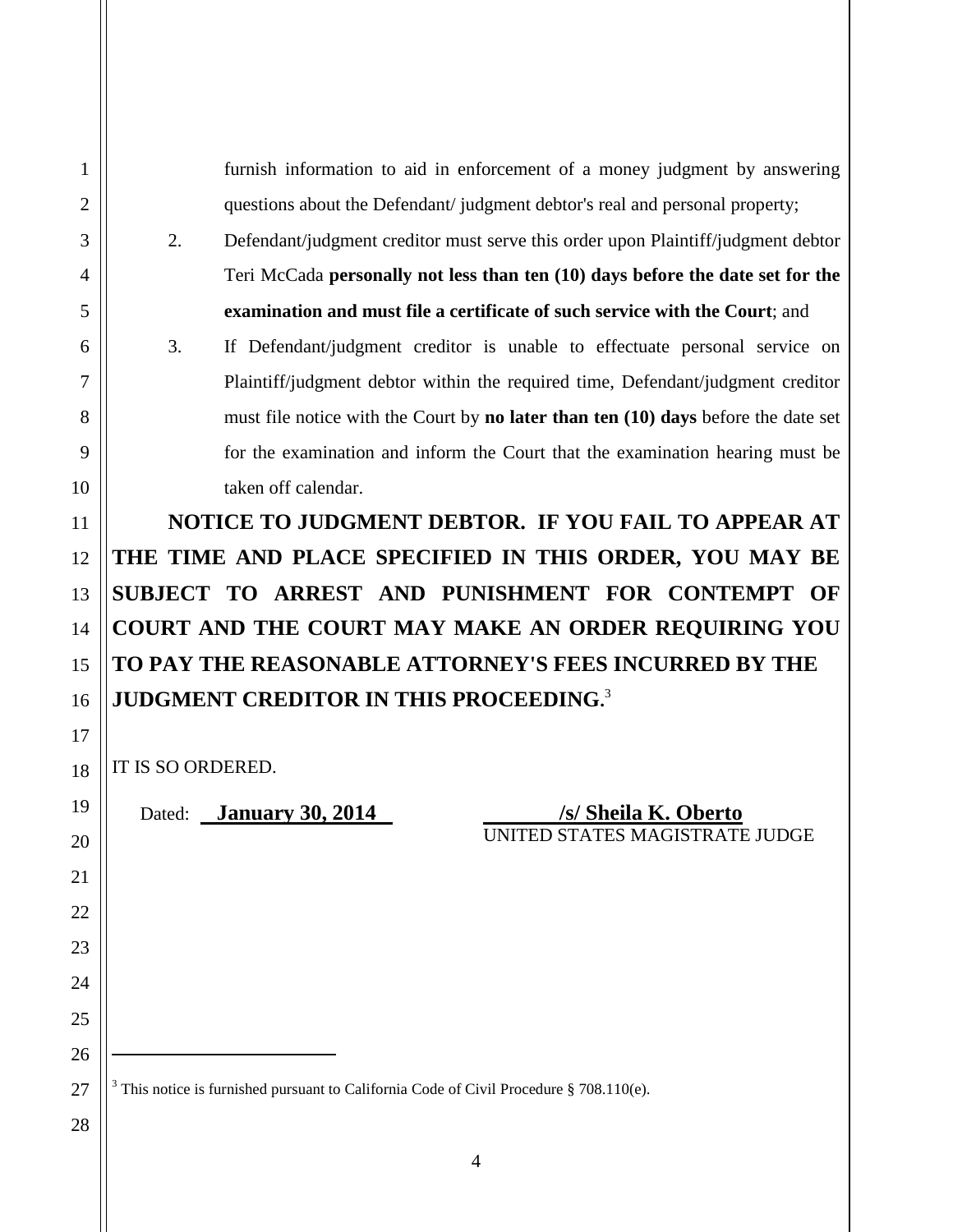furnish information to aid in enforcement of a money judgment by answering questions about the Defendant/ judgment debtor's real and personal property;

2. Defendant/judgment creditor must serve this order upon Plaintiff/judgment debtor Teri McCada **personally not less than ten (10) days before the date set for the examination and must file a certificate of such service with the Court**; and

3. If Defendant/judgment creditor is unable to effectuate personal service on Plaintiff/judgment debtor within the required time, Defendant/judgment creditor must file notice with the Court by **no later than ten (10) days** before the date set for the examination and inform the Court that the examination hearing must be taken off calendar.

**NOTICE TO JUDGMENT DEBTOR. IF YOU FAIL TO APPEAR AT THE TIME AND PLACE SPECIFIED IN THIS ORDER, YOU MAY BE SUBJECT TO ARREST AND PUNISHMENT FOR CONTEMPT OF COURT AND THE COURT MAY MAKE AN ORDER REQUIRING YOU TO PAY THE REASONABLE ATTORNEY'S FEES INCURRED BY THE JUDGMENT CREDITOR IN THIS PROCEEDING.**[3]

IT IS SO ORDERED.

Dated: **January 30, 2014**

**/s/ Sheila K. Oberto**
UNITED STATES MAGISTRATE JUDGE

[3] This notice is furnished pursuant to California Code of Civil Procedure § 708.110(e).